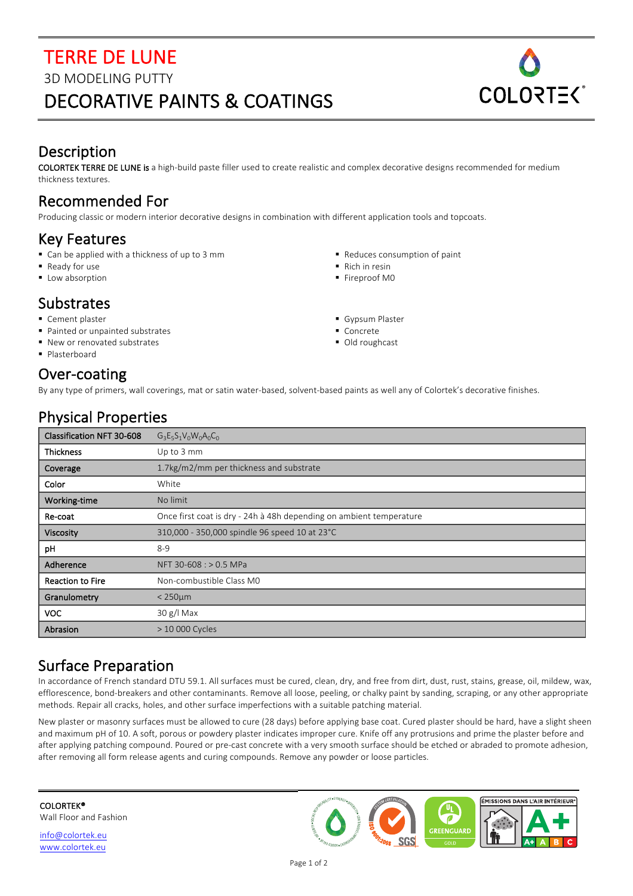# TERRE DE LUNE

3D MODELING PUTTY

DECORATIVE PAINTS & COATINGS

COLORTEK

## Description

**COLORTEK TERRE DE LUNE is** a high-build paste filler used to create realistic and complex decorative designs recommended for medium thickness textures.

## Recommended For

Producing classic or modern interior decorative designs in combination with different application tools and topcoats.

## Key Features

- Can be applied with a thickness of up to 3 mm
- Ready for use
- Low absorption
- Reduces consumption of paint
- Rich in resin
- Fireproof M0

## Substrates

- Cement plaster
- Painted or unpainted substrates
- New or renovated substrates
- Plasterboard
- Gypsum Plaster
- Concrete
- Old roughcast

## Over-coating

By any type of primers, wall coverings, mat or satin water-based, solvent-based paints as well any of Colortek's decorative finishes.

## Physical Properties

| Classification NFT 30-608 | $G_3E_5S_1V_0W_0A_0C_0$ |
|---|---|
| Thickness | Up to 3 mm |
| Coverage | 1.7kg/m2/mm per thickness and substrate |
| Color | White |
| Working-time | No limit |
| Re-coat | Once first coat is dry - 24h à 48h depending on ambient temperature |
| Viscosity | 310,000 - 350,000 spindle 96 speed 10 at 23°C |
| pH | 8-9 |
| Adherence | NFT 30-608 : > 0.5 MPa |
| Reaction to Fire | Non-combustible Class M0 |
| Granulometry | < 250µm |
| VOC | 30 g/l Max |
| Abrasion | > 10 000 Cycles |

## Surface Preparation

In accordance of French standard DTU 59.1. All surfaces must be cured, clean, dry, and free from dirt, dust, rust, stains, grease, oil, mildew, wax, efflorescence, bond-breakers and other contaminants. Remove all loose, peeling, or chalky paint by sanding, scraping, or any other appropriate methods. Repair all cracks, holes, and other surface imperfections with a suitable patching material.

New plaster or masonry surfaces must be allowed to cure (28 days) before applying base coat. Cured plaster should be hard, have a slight sheen and maximum pH of 10. A soft, porous or powdery plaster indicates improper cure. Knife off any protrusions and prime the plaster before and after applying patching compound. Poured or pre-cast concrete with a very smooth surface should be etched or abraded to promote adhesion, after removing all form release agents and curing compounds. Remove any powder or loose particles.

COLORTEK®
Wall Floor and Fashion

info@colortek.eu
www.colortek.eu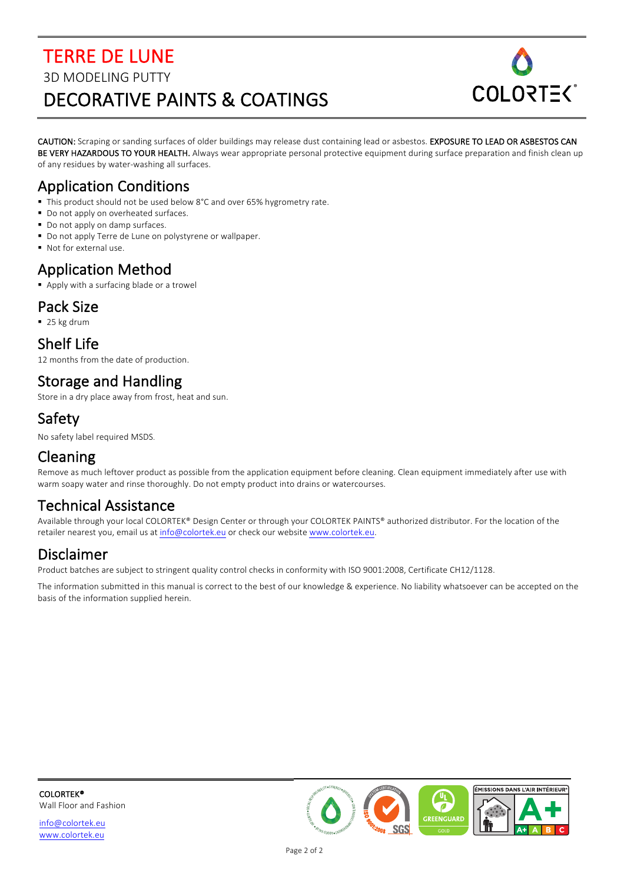# TERRE DE LUNE

3D MODELING PUTTY

DECORATIVE PAINTS & COATINGS

**CAUTION:** Scraping or sanding surfaces of older buildings may release dust containing lead or asbestos. **EXPOSURE TO LEAD OR ASBESTOS CAN BE VERY HAZARDOUS TO YOUR HEALTH.** Always wear appropriate personal protective equipment during surface preparation and finish clean up of any residues by water-washing all surfaces.

## Application Conditions

- This product should not be used below 8°C and over 65% hygrometry rate.
- Do not apply on overheated surfaces.
- Do not apply on damp surfaces.
- Do not apply Terre de Lune on polystyrene or wallpaper.
- Not for external use.

## Application Method

- Apply with a surfacing blade or a trowel

## Pack Size

- 25 kg drum

## Shelf Life

12 months from the date of production.

## Storage and Handling

Store in a dry place away from frost, heat and sun.

## Safety

No safety label required MSDS.

## Cleaning

Remove as much leftover product as possible from the application equipment before cleaning. Clean equipment immediately after use with warm soapy water and rinse thoroughly. Do not empty product into drains or watercourses.

## Technical Assistance

Available through your local COLORTEK® Design Center or through your COLORTEK PAINTS® authorized distributor. For the location of the retailer nearest you, email us at info@colortek.eu or check our website www.colortek.eu.

## Disclaimer

Product batches are subject to stringent quality control checks in conformity with ISO 9001:2008, Certificate CH12/1128.

The information submitted in this manual is correct to the best of our knowledge & experience. No liability whatsoever can be accepted on the basis of the information supplied herein.

**COLORTEK®**
Wall Floor and Fashion

info@colortek.eu
www.colortek.eu